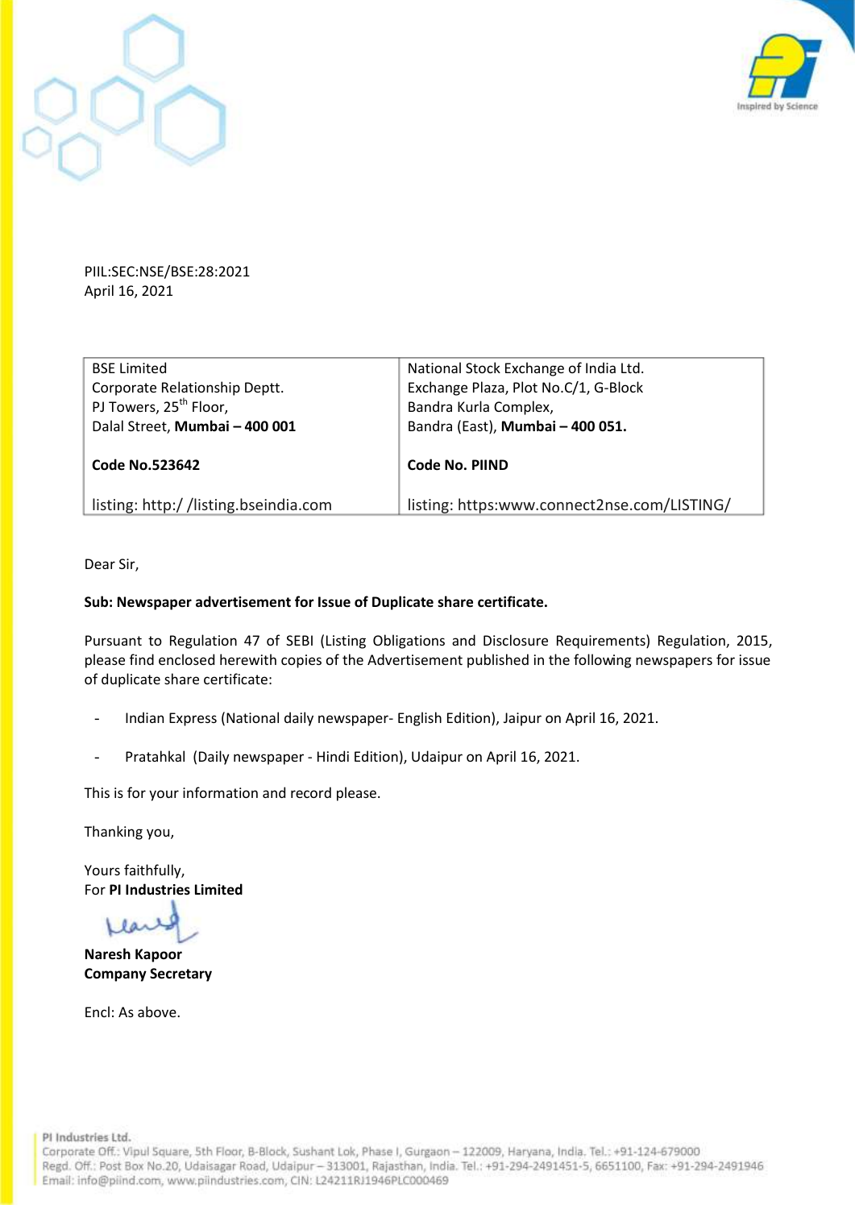PIIL:SEC:NSE/BSE:28:2021
April 16, 2021

| BSE Limited<br>Corporate Relationship Deptt.<br>PJ Towers, 25th Floor,<br>Dalal Street, **Mumbai – 400 001** | National Stock Exchange of India Ltd.<br>Exchange Plaza, Plot No.C/1, G-Block<br>Bandra Kurla Complex,<br>Bandra (East), **Mumbai – 400 051.** |
|---|---|
| **Code No.523642** | **Code No. PIIND** |
| listing: http:/ /listing.bseindia.com | listing: https:www.connect2nse.com/LISTING/ |

Dear Sir,

**Sub: Newspaper advertisement for Issue of Duplicate share certificate.**

Pursuant to Regulation 47 of SEBI (Listing Obligations and Disclosure Requirements) Regulation, 2015, please find enclosed herewith copies of the Advertisement published in the following newspapers for issue of duplicate share certificate:

- Indian Express (National daily newspaper- English Edition), Jaipur on April 16, 2021.
- Pratahkal (Daily newspaper - Hindi Edition), Udaipur on April 16, 2021.

This is for your information and record please.

Thanking you,

Yours faithfully,
For **PI Industries Limited**

**Naresh Kapoor**
**Company Secretary**

Encl: As above.

PI Industries Ltd.
Corporate Off.: Vipul Square, 5th Floor, B-Block, Sushant Lok, Phase I, Gurgaon – 122009, Haryana, India. Tel.: +91-124-679000
Regd. Off.: Post Box No.20, Udaisagar Road, Udaipur – 313001, Rajasthan, India. Tel.: +91-294-2491451-5, 6651100, Fax: +91-294-2491946
Email: info@piind.com, www.piindustries.com, CIN: L24211RJ1946PLC000469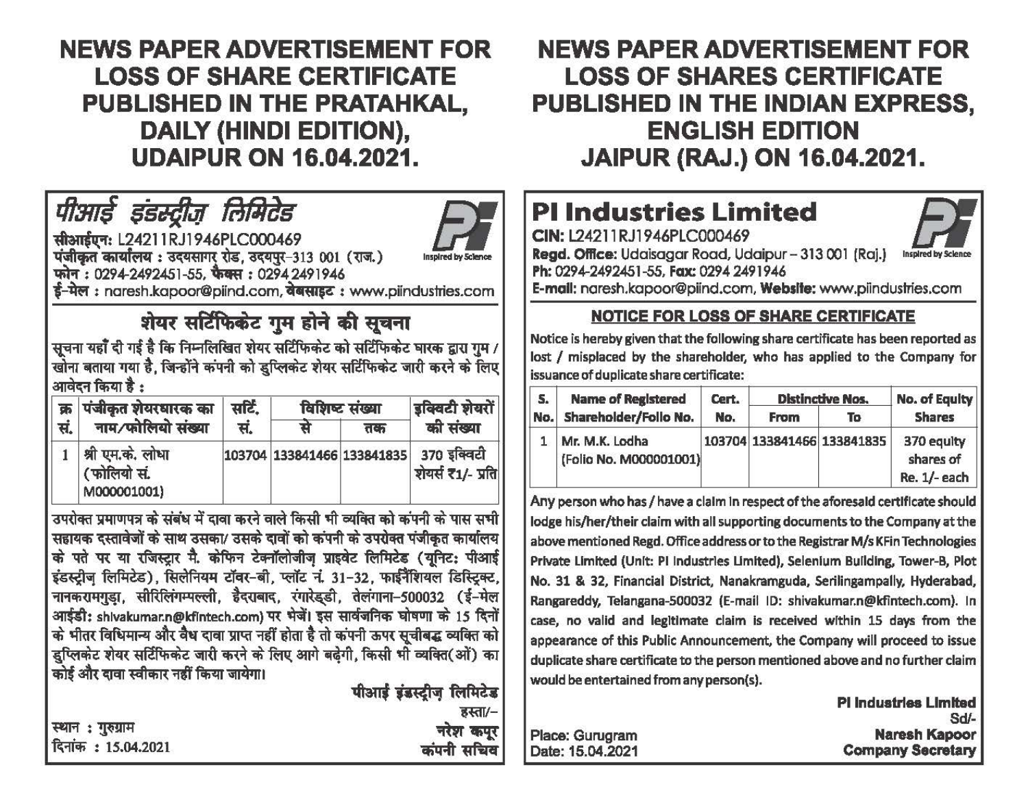# NEWS PAPER ADVERTISEMENT FOR LOSS OF SHARE CERTIFICATE PUBLISHED IN THE PRATAHKAL, DAILY (HINDI EDITION), UDAIPUR ON 16.04.2021.

## पीआई इंडस्ट्रीज़ लिमिटेड

**सीआईएन:** L24211RJ1946PLC000469
**पंजीकृत कार्यालय :** उदयसागर रोड, उदयपुर-313 001 (राज.)
**फोन :** 0294-2492451-55, **फैक्स :** 0294 2491946
**ई-मेल :** naresh.kapoor@piind.com, **वेबसाइट :** www.piindustries.com

Inspired by Science

### शेयर सर्टिफिकेट गुम होने की सूचना

सूचना यहाँ दी गई है कि निम्नलिखित शेयर सर्टिफिकेट को सर्टिफिकेट धारक द्वारा गुम / खोना बताया गया है, जिन्होंने कंपनी को डुप्लिकेट शेयर सर्टिफिकेट जारी करने के लिए आवेदन किया है :

| क्र सं. | पंजीकृत शेयरधारक का नाम/फोलियो संख्या | सर्टि. सं. | विशिष्ट संख्या | | इक्विटी शेयरों की संख्या |
|---|---|---|---|---|---|
| | | | से | तक | |
| 1 | श्री एम.के. लोधा (फोलियो सं. M000001001) | 103704 | 133841466 | 133841835 | 370 इक्विटी शेयर्स ₹1/- प्रति |

उपरोक्त प्रमाणपत्र के संबंध में दावा करने वाले किसी भी व्यक्ति को कंपनी के पास सभी सहायक दस्तावेजों के साथ उसका/ उसके दावों को कंपनी के उपरोक्त पंजीकृत कार्यालय के पते पर या रजिस्ट्रार मै. केफिन टेक्नॉलोजीज़ प्राइवेट लिमिटेड (यूनिट: पीआई इंडस्ट्रीज़ लिमिटेड), सिलेनियम टॉवर-बी, प्लॉट नं. 31-32, फाईनैंशियल डिस्ट्रिक्ट, नानकरामगुड़ा, सीरिलिंगम्पल्ली, हैदराबाद, रंगारेड्डी, तेलंगाना-500032 (ई-मेल आईडी: shivakumar.n@kfintech.com) पर भेजें। इस सार्वजनिक घोषणा के 15 दिनों के भीतर विधिमान्य और वैध दावा प्राप्त नहीं होता है तो कंपनी ऊपर सूचीबद्ध व्यक्ति को डुप्लिकेट शेयर सर्टिफिकेट जारी करने के लिए आगे बढ़ेगी, किसी भी व्यक्ति(ओं) का कोई और दावा स्वीकार नहीं किया जायेगा।

पीआई इंडस्ट्रीज़ लिमिटेड
हस्ता/-
नरेश कपूर
कंपनी सचिव

स्थान : गुरुग्राम
दिनांक : 15.04.2021

# NEWS PAPER ADVERTISEMENT FOR LOSS OF SHARES CERTIFICATE PUBLISHED IN THE INDIAN EXPRESS, ENGLISH EDITION JAIPUR (RAJ.) ON 16.04.2021.

## PI Industries Limited

**CIN:** L24211RJ1946PLC000469
**Regd. Office:** Udaisagar Road, Udaipur – 313 001 (Raj.)
**Ph:** 0294-2492451-55, **Fax:** 0294 2491946
**E-mail:** naresh.kapoor@piind.com, **Website:** www.piindustries.com

Inspired by Science

### NOTICE FOR LOSS OF SHARE CERTIFICATE

Notice is hereby given that the following share certificate has been reported as lost / misplaced by the shareholder, who has applied to the Company for issuance of duplicate share certificate:

| S. No. | Name of Registered Shareholder/Folio No. | Cert. No. | Distinctive Nos. | | No. of Equity Shares |
|---|---|---|---|---|---|
| | | | From | To | |
| 1 | Mr. M.K. Lodha (Folio No. M000001001) | 103704 | 133841466 | 133841835 | 370 equity shares of Re. 1/- each |

Any person who has / have a claim in respect of the aforesaid certificate should lodge his/her/their claim with all supporting documents to the Company at the above mentioned Regd. Office address or to the Registrar M/s KFin Technologies Private Limited (Unit: PI Industries Limited), Selenium Building, Tower-B, Plot No. 31 & 32, Financial District, Nanakramguda, Serilingampally, Hyderabad, Rangareddy, Telangana-500032 (E-mail ID: shivakumar.n@kfintech.com). In case, no valid and legitimate claim is received within 15 days from the appearance of this Public Announcement, the Company will proceed to issue duplicate share certificate to the person mentioned above and no further claim would be entertained from any person(s).

**PI Industries Limited**
Sd/-
**Naresh Kapoor**
**Company Secretary**

Place: Gurugram
Date: 15.04.2021